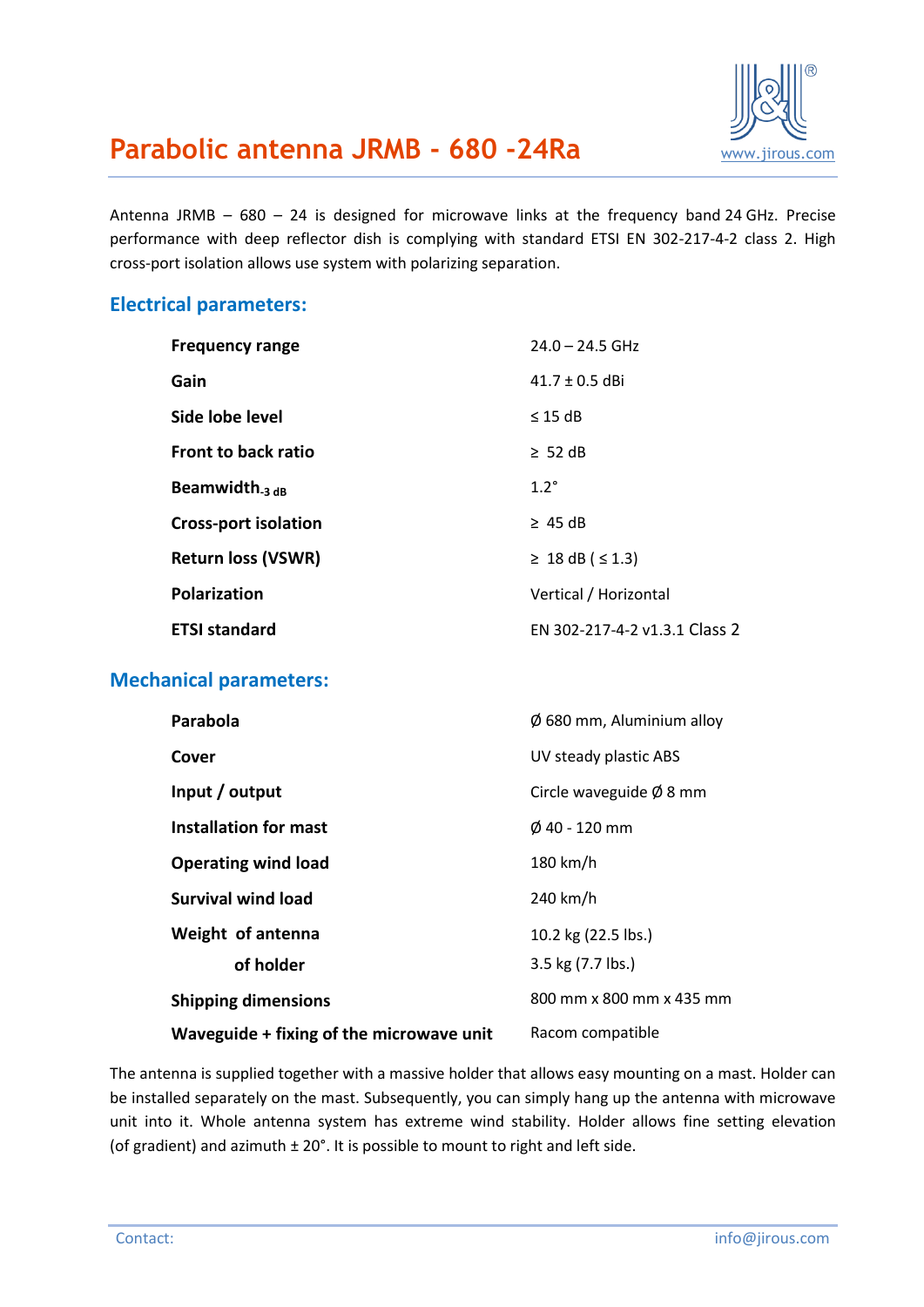# Parabolic antenna JRMB - 680 -24Ra

www.jirous.com

Antenna JRMB – 680 – 24 is designed for microwave links at the frequency band 24 GHz. Precise performance with deep reflector dish is complying with standard ETSI EN 302-217-4-2 class 2. High cross-port isolation allows use system with polarizing separation.

## Electrical parameters:

| | |
|---|---|
| **Frequency range** | 24.0 – 24.5 GHz |
| **Gain** | 41.7 ± 0.5 dBi |
| **Side lobe level** | ≤ 15 dB |
| **Front to back ratio** | ≥ 52 dB |
| **Beamwidth$_{-3\ dB}$** | 1.2° |
| **Cross-port isolation** | ≥ 45 dB |
| **Return loss (VSWR)** | ≥ 18 dB ( ≤ 1.3) |
| **Polarization** | Vertical / Horizontal |
| **ETSI standard** | EN 302-217-4-2 v1.3.1 Class 2 |

## Mechanical parameters:

| | |
|---|---|
| **Parabola** | Ø 680 mm, Aluminium alloy |
| **Cover** | UV steady plastic ABS |
| **Input / output** | Circle waveguide Ø 8 mm |
| **Installation for mast** | Ø 40 - 120 mm |
| **Operating wind load** | 180 km/h |
| **Survival wind load** | 240 km/h |
| **Weight of antenna** | 10.2 kg (22.5 lbs.) |
| **of holder** | 3.5 kg (7.7 lbs.) |
| **Shipping dimensions** | 800 mm x 800 mm x 435 mm |
| **Waveguide + fixing of the microwave unit** | Racom compatible |

The antenna is supplied together with a massive holder that allows easy mounting on a mast. Holder can be installed separately on the mast. Subsequently, you can simply hang up the antenna with microwave unit into it. Whole antenna system has extreme wind stability. Holder allows fine setting elevation (of gradient) and azimuth ± 20°. It is possible to mount to right and left side.

Contact: info@jirous.com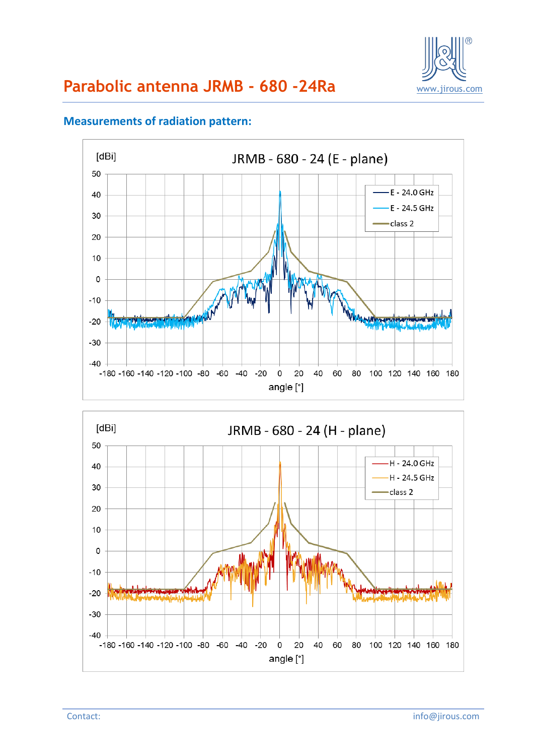# Parabolic antenna JRMB - 680 -24Ra

## Measurements of radiation pattern:

[dBi]

JRMB - 680 - 24 (E - plane)

E - 24.0 GHz
E - 24.5 GHz
class 2

angle [°]

[dBi]

JRMB - 680 - 24 (H - plane)

H - 24.0 GHz
H - 24.5 GHz
class 2

angle [°]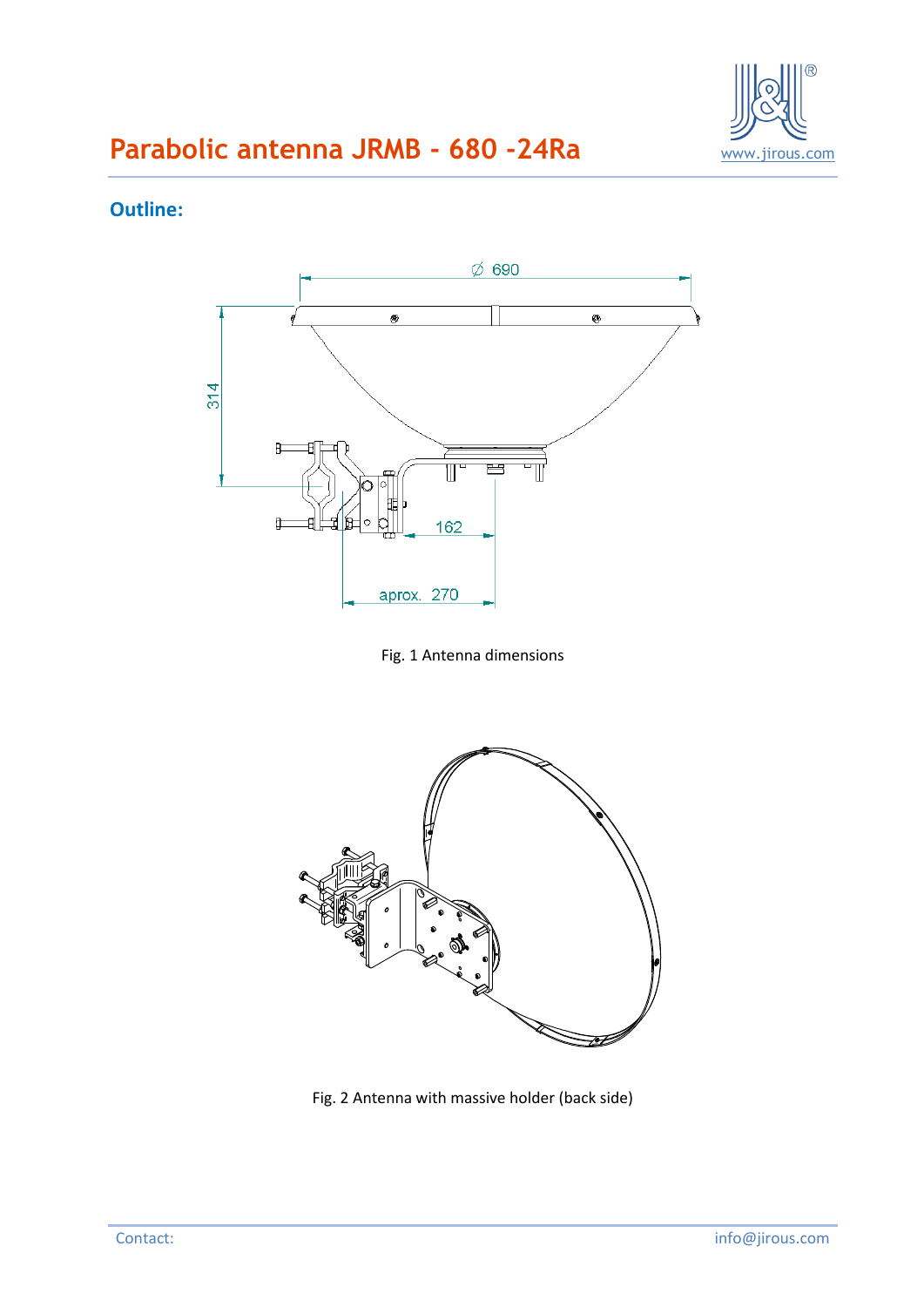# Parabolic antenna JRMB - 680 -24Ra

## Outline:

Ø 690

314

162

aprox. 270

Fig. 1 Antenna dimensions

Fig. 2 Antenna with massive holder (back side)